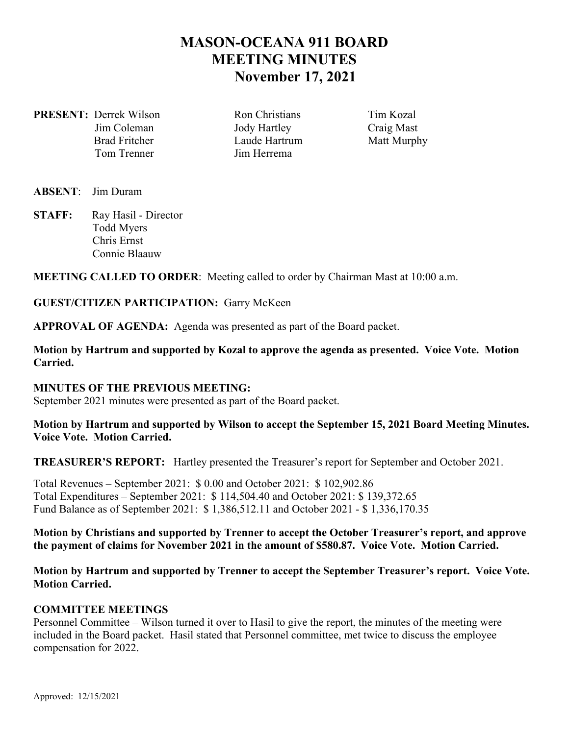# MASON-OCEANA 911 BOARD
# MEETING MINUTES
# November 17, 2021

**PRESENT:** Derrek Wilson, Ron Christians, Tim Kozal, Jim Coleman, Jody Hartley, Craig Mast, Brad Fritcher, Laude Hartrum, Matt Murphy, Tom Trenner, Jim Herrema

**ABSENT**: Jim Duram

**STAFF:** Ray Hasil - Director
Todd Myers
Chris Ernst
Connie Blaauw

**MEETING CALLED TO ORDER**: Meeting called to order by Chairman Mast at 10:00 a.m.

**GUEST/CITIZEN PARTICIPATION:** Garry McKeen

**APPROVAL OF AGENDA:** Agenda was presented as part of the Board packet.

**Motion by Hartrum and supported by Kozal to approve the agenda as presented. Voice Vote. Motion Carried.**

**MINUTES OF THE PREVIOUS MEETING:**
September 2021 minutes were presented as part of the Board packet.

**Motion by Hartrum and supported by Wilson to accept the September 15, 2021 Board Meeting Minutes. Voice Vote. Motion Carried.**

**TREASURER'S REPORT:** Hartley presented the Treasurer's report for September and October 2021.

Total Revenues – September 2021: $ 0.00 and October 2021: $ 102,902.86
Total Expenditures – September 2021: $ 114,504.40 and October 2021: $ 139,372.65
Fund Balance as of September 2021: $ 1,386,512.11 and October 2021 - $ 1,336,170.35

**Motion by Christians and supported by Trenner to accept the October Treasurer's report, and approve the payment of claims for November 2021 in the amount of $580.87. Voice Vote. Motion Carried.**

**Motion by Hartrum and supported by Trenner to accept the September Treasurer's report. Voice Vote. Motion Carried.**

**COMMITTEE MEETINGS**
Personnel Committee – Wilson turned it over to Hasil to give the report, the minutes of the meeting were included in the Board packet. Hasil stated that Personnel committee, met twice to discuss the employee compensation for 2022.

Approved: 12/15/2021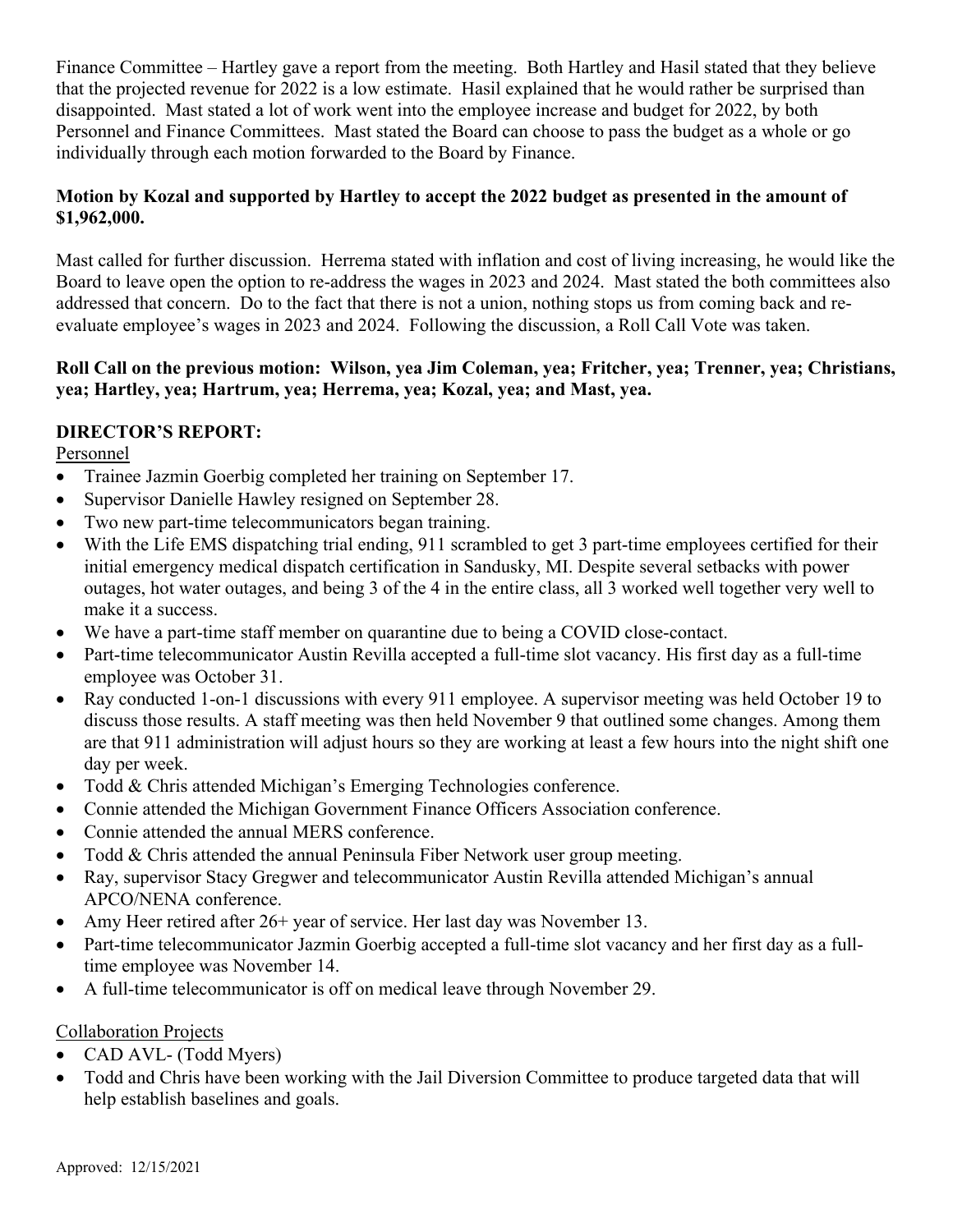Finance Committee – Hartley gave a report from the meeting. Both Hartley and Hasil stated that they believe that the projected revenue for 2022 is a low estimate. Hasil explained that he would rather be surprised than disappointed. Mast stated a lot of work went into the employee increase and budget for 2022, by both Personnel and Finance Committees. Mast stated the Board can choose to pass the budget as a whole or go individually through each motion forwarded to the Board by Finance.

**Motion by Kozal and supported by Hartley to accept the 2022 budget as presented in the amount of $1,962,000.**

Mast called for further discussion. Herrema stated with inflation and cost of living increasing, he would like the Board to leave open the option to re-address the wages in 2023 and 2024. Mast stated the both committees also addressed that concern. Do to the fact that there is not a union, nothing stops us from coming back and re-evaluate employee's wages in 2023 and 2024. Following the discussion, a Roll Call Vote was taken.

**Roll Call on the previous motion: Wilson, yea Jim Coleman, yea; Fritcher, yea; Trenner, yea; Christians, yea; Hartley, yea; Hartrum, yea; Herrema, yea; Kozal, yea; and Mast, yea.**

**DIRECTOR'S REPORT:**

Personnel

- Trainee Jazmin Goerbig completed her training on September 17.
- Supervisor Danielle Hawley resigned on September 28.
- Two new part-time telecommunicators began training.
- With the Life EMS dispatching trial ending, 911 scrambled to get 3 part-time employees certified for their initial emergency medical dispatch certification in Sandusky, MI. Despite several setbacks with power outages, hot water outages, and being 3 of the 4 in the entire class, all 3 worked well together very well to make it a success.
- We have a part-time staff member on quarantine due to being a COVID close-contact.
- Part-time telecommunicator Austin Revilla accepted a full-time slot vacancy. His first day as a full-time employee was October 31.
- Ray conducted 1-on-1 discussions with every 911 employee. A supervisor meeting was held October 19 to discuss those results. A staff meeting was then held November 9 that outlined some changes. Among them are that 911 administration will adjust hours so they are working at least a few hours into the night shift one day per week.
- Todd & Chris attended Michigan's Emerging Technologies conference.
- Connie attended the Michigan Government Finance Officers Association conference.
- Connie attended the annual MERS conference.
- Todd & Chris attended the annual Peninsula Fiber Network user group meeting.
- Ray, supervisor Stacy Gregwer and telecommunicator Austin Revilla attended Michigan's annual APCO/NENA conference.
- Amy Heer retired after 26+ year of service. Her last day was November 13.
- Part-time telecommunicator Jazmin Goerbig accepted a full-time slot vacancy and her first day as a full-time employee was November 14.
- A full-time telecommunicator is off on medical leave through November 29.

Collaboration Projects

- CAD AVL- (Todd Myers)
- Todd and Chris have been working with the Jail Diversion Committee to produce targeted data that will help establish baselines and goals.

Approved: 12/15/2021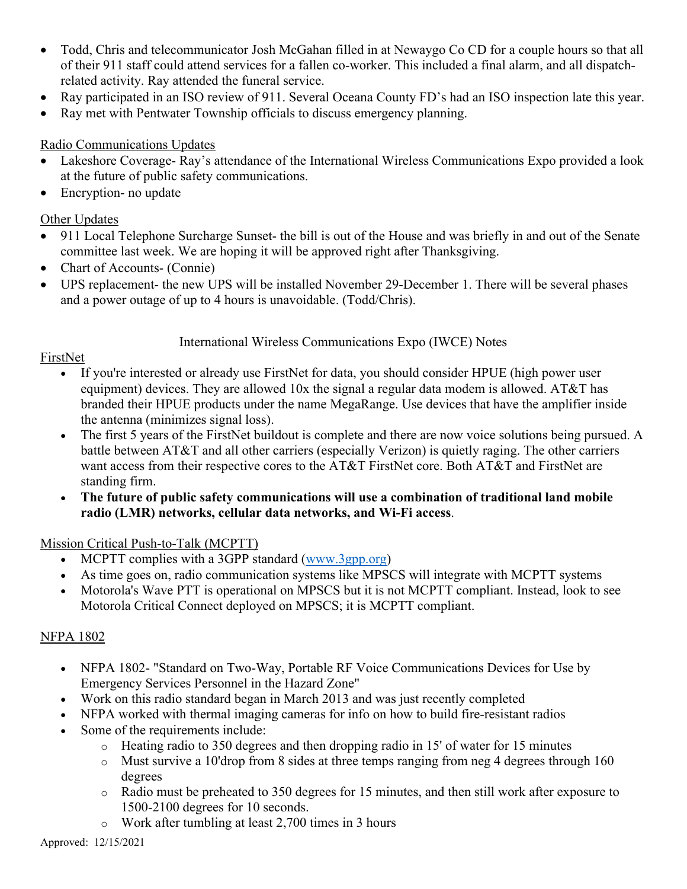- Todd, Chris and telecommunicator Josh McGahan filled in at Newaygo Co CD for a couple hours so that all of their 911 staff could attend services for a fallen co-worker. This included a final alarm, and all dispatch-related activity. Ray attended the funeral service.
- Ray participated in an ISO review of 911. Several Oceana County FD's had an ISO inspection late this year.
- Ray met with Pentwater Township officials to discuss emergency planning.

<u>Radio Communications Updates</u>

- Lakeshore Coverage- Ray's attendance of the International Wireless Communications Expo provided a look at the future of public safety communications.
- Encryption- no update

<u>Other Updates</u>

- 911 Local Telephone Surcharge Sunset- the bill is out of the House and was briefly in and out of the Senate committee last week. We are hoping it will be approved right after Thanksgiving.
- Chart of Accounts- (Connie)
- UPS replacement- the new UPS will be installed November 29-December 1. There will be several phases and a power outage of up to 4 hours is unavoidable. (Todd/Chris).

## International Wireless Communications Expo (IWCE) Notes

<u>FirstNet</u>

- If you're interested or already use FirstNet for data, you should consider HPUE (high power user equipment) devices. They are allowed 10x the signal a regular data modem is allowed. AT&T has branded their HPUE products under the name MegaRange. Use devices that have the amplifier inside the antenna (minimizes signal loss).
- The first 5 years of the FirstNet buildout is complete and there are now voice solutions being pursued. A battle between AT&T and all other carriers (especially Verizon) is quietly raging. The other carriers want access from their respective cores to the AT&T FirstNet core. Both AT&T and FirstNet are standing firm.
- **The future of public safety communications will use a combination of traditional land mobile radio (LMR) networks, cellular data networks, and Wi-Fi access**.

<u>Mission Critical Push-to-Talk (MCPTT)</u>

- MCPTT complies with a 3GPP standard (www.3gpp.org)
- As time goes on, radio communication systems like MPSCS will integrate with MCPTT systems
- Motorola's Wave PTT is operational on MPSCS but it is not MCPTT compliant. Instead, look to see Motorola Critical Connect deployed on MPSCS; it is MCPTT compliant.

<u>NFPA 1802</u>

- NFPA 1802- "Standard on Two-Way, Portable RF Voice Communications Devices for Use by Emergency Services Personnel in the Hazard Zone"
- Work on this radio standard began in March 2013 and was just recently completed
- NFPA worked with thermal imaging cameras for info on how to build fire-resistant radios
- Some of the requirements include:
  - Heating radio to 350 degrees and then dropping radio in 15' of water for 15 minutes
  - Must survive a 10'drop from 8 sides at three temps ranging from neg 4 degrees through 160 degrees
  - Radio must be preheated to 350 degrees for 15 minutes, and then still work after exposure to 1500-2100 degrees for 10 seconds.
  - Work after tumbling at least 2,700 times in 3 hours

Approved: 12/15/2021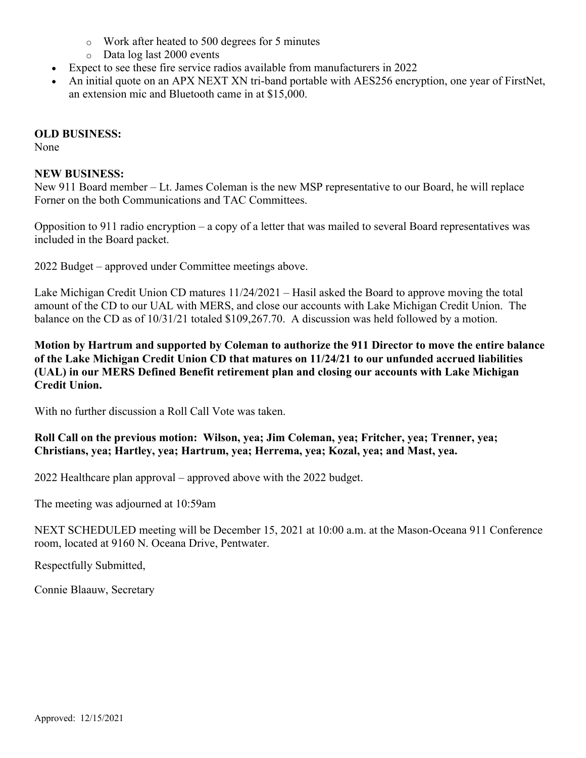- Work after heated to 500 degrees for 5 minutes
    - Data log last 2000 events
- Expect to see these fire service radios available from manufacturers in 2022
- An initial quote on an APX NEXT XN tri-band portable with AES256 encryption, one year of FirstNet, an extension mic and Bluetooth came in at $15,000.

**OLD BUSINESS:**
None

**NEW BUSINESS:**
New 911 Board member – Lt. James Coleman is the new MSP representative to our Board, he will replace Forner on the both Communications and TAC Committees.

Opposition to 911 radio encryption – a copy of a letter that was mailed to several Board representatives was included in the Board packet.

2022 Budget – approved under Committee meetings above.

Lake Michigan Credit Union CD matures 11/24/2021 – Hasil asked the Board to approve moving the total amount of the CD to our UAL with MERS, and close our accounts with Lake Michigan Credit Union. The balance on the CD as of 10/31/21 totaled $109,267.70. A discussion was held followed by a motion.

**Motion by Hartrum and supported by Coleman to authorize the 911 Director to move the entire balance of the Lake Michigan Credit Union CD that matures on 11/24/21 to our unfunded accrued liabilities (UAL) in our MERS Defined Benefit retirement plan and closing our accounts with Lake Michigan Credit Union.**

With no further discussion a Roll Call Vote was taken.

**Roll Call on the previous motion: Wilson, yea; Jim Coleman, yea; Fritcher, yea; Trenner, yea; Christians, yea; Hartley, yea; Hartrum, yea; Herrema, yea; Kozal, yea; and Mast, yea.**

2022 Healthcare plan approval – approved above with the 2022 budget.

The meeting was adjourned at 10:59am

NEXT SCHEDULED meeting will be December 15, 2021 at 10:00 a.m. at the Mason-Oceana 911 Conference room, located at 9160 N. Oceana Drive, Pentwater.

Respectfully Submitted,

Connie Blaauw, Secretary

Approved: 12/15/2021